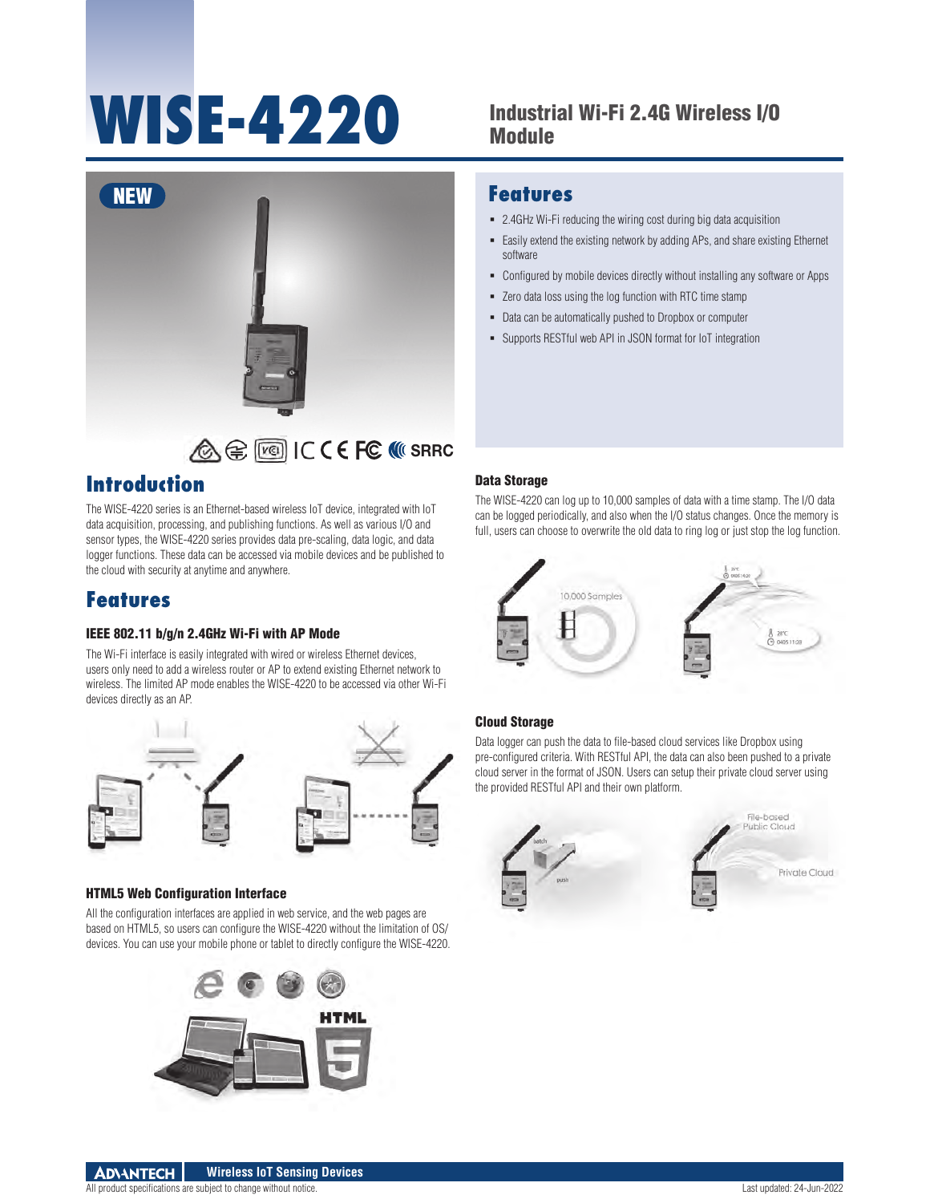# WISE-4220

## Industrial Wi-Fi 2.4G Wireless I/O Module

NEW

## Features

- 2.4GHz Wi-Fi reducing the wiring cost during big data acquisition
- Easily extend the existing network by adding APs, and share existing Ethernet software
- Configured by mobile devices directly without installing any software or Apps
- Zero data loss using the log function with RTC time stamp
- Data can be automatically pushed to Dropbox or computer
- Supports RESTful web API in JSON format for IoT integration

## Introduction

The WISE-4220 series is an Ethernet-based wireless IoT device, integrated with IoT data acquisition, processing, and publishing functions. As well as various I/O and sensor types, the WISE-4220 series provides data pre-scaling, data logic, and data logger functions. These data can be accessed via mobile devices and be published to the cloud with security at anytime and anywhere.

## Features

### IEEE 802.11 b/g/n 2.4GHz Wi-Fi with AP Mode

The Wi-Fi interface is easily integrated with wired or wireless Ethernet devices, users only need to add a wireless router or AP to extend existing Ethernet network to wireless. The limited AP mode enables the WISE-4220 to be accessed via other Wi-Fi devices directly as an AP.

### HTML5 Web Configuration Interface

All the configuration interfaces are applied in web service, and the web pages are based on HTML5, so users can configure the WISE-4220 without the limitation of OS/ devices. You can use your mobile phone or tablet to directly configure the WISE-4220.

### Data Storage

The WISE-4220 can log up to 10,000 samples of data with a time stamp. The I/O data can be logged periodically, and also when the I/O status changes. Once the memory is full, users can choose to overwrite the old data to ring log or just stop the log function.

### Cloud Storage

Data logger can push the data to file-based cloud services like Dropbox using pre-configured criteria. With RESTful API, the data can also been pushed to a private cloud server in the format of JSON. Users can setup their private cloud server using the provided RESTful API and their own platform.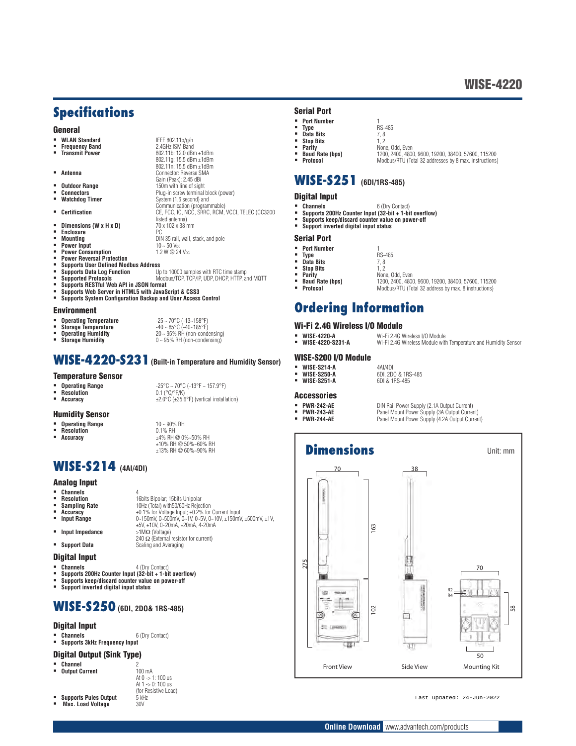# Specifications

## General

- **WLAN Standard** IEEE 802.11b/g/n
- **Frequency Band** 2.4GHz ISM Band
- **Transmit Power** 802.11b: 12.0 dBm ±1dBm
  802.11g: 15.5 dBm ±1dBm
  802.11n: 15.5 dBm ±1dBm
- **Antenna** Connector: Reverse SMA
  Gain (Peak): 2.45 dBi
- **Outdoor Range** 150m with line of sight
- **Connectors** Plug-in screw terminal block (power)
- **Watchdog Timer** System (1.6 second) and
  Communication (programmable)
- **Certification** CE, FCC, IC, NCC, SRRC, RCM, VCCI, TELEC (CC3200 listed antenna)
- **Dimensions (W x H x D)** 70 x 102 x 38 mm
- **Enclosure** PC
- **Mounting** DIN 35 rail, wall, stack, and pole
- **Power Input** 10 ~ 50 $V_{DC}$
- **Power Consumption** 1.2 W @ 24 $V_{DC}$
- **Power Reversal Protection**
- **Supports User Defined Modbus Address**
- **Supports Data Log Function** Up to 10000 samples with RTC time stamp
- **Supported Protocols** Modbus/TCP, TCP/IP, UDP, DHCP, HTTP, and MQTT
- **Supports RESTful Web API in JSON format**
- **Supports Web Server in HTML5 with JavaScript & CSS3**
- **Supports System Configuration Backup and User Access Control**

## Environment

- **Operating Temperature** -25 ~ 70°C (-13~158°F)
- **Storage Temperature** -40 ~ 85°C (-40~185°F)
- **Operating Humidity** 20 ~ 95% RH (non-condensing)
- **Storage Humidity** 0 ~ 95% RH (non-condensing)

# WISE-4220-S231 (Built-in Temperature and Humidity Sensor)

## Temperature Sensor

- **Operating Range** -25°C ~ 70°C (-13°F ~ 157.9°F)
- **Resolution** 0.1 (°C/°F/K)
- **Accuracy** ±2.0°C (±35.6°F) (vertical installation)

## Humidity Sensor

- **Operating Range** 10 ~ 90% RH
- **Resolution** 0.1% RH
- **Accuracy** ±4% RH @ 0%~50% RH
  ±10% RH @ 50%~60% RH
  ±13% RH @ 60%~90% RH

# WISE-S214 (4AI/4DI)

## Analog Input

- **Channels** 4
- **Resolution** 16bits Bipolar; 15bits Unipolar
- **Sampling Rate** 10Hz (Total) with50/60Hz Rejection
- **Accuracy** ±0.1% for Voltage Input; ±0.2% for Current Input
- **Input Range** 0~150mV, 0~500mV, 0~1V, 0~5V, 0~10V, ±150mV, ±500mV, ±1V, ±5V, ±10V, 0~20mA, ±20mA, 4-20mA
- **Input Impedance** >1MΩ (Voltage)
  240 Ω (External resistor for current)
- **Support Data** Scaling and Averaging

## Digital Input

- **Channels** 4 (Dry Contact)
- **Supports 200Hz Counter Input (32-bit + 1-bit overflow)**
- **Supports keep/discard counter value on power-off**
- **Support inverted digital input status**

# WISE-S250 (6DI, 2DO& 1RS-485)

## Digital Input

- **Channels** 6 (Dry Contact)
- **Supports 3kHz Frequency Input**

## Digital Output (Sink Type)

- **Channel** 2
- **Output Current** 100 mA
  At 0 -> 1: 100 us
  At 1 -> 0: 100 us
  (for Resistive Load)
- **Supports Pules Output** 5 kHz
- **Max. Load Voltage** 30V

## Serial Port

- **Port Number** 1
- **Type** RS-485
- **Data Bits** 7, 8
- **Stop Bits** 1, 2
- **Parity** None, Odd, Even
- **Baud Rate (bps)** 1200, 2400, 4800, 9600, 19200, 38400, 57600, 115200
- **Protocol** Modbus/RTU (Total 32 addresses by 8 max. instructions)

# WISE-S251 (6DI/1RS-485)

## Digital Input

- **Channels** 6 (Dry Contact)
- **Supports 200Hz Counter Input (32-bit + 1-bit overflow)**
- **Supports keep/discard counter value on power-off**
- **Support inverted digital input status**

## Serial Port

- **Port Number** 1
- **Type** RS-485
- **Data Bits** 7, 8
- **Stop Bits** 1, 2
- **Parity** None, Odd, Even
- **Baud Rate (bps)** 1200, 2400, 4800, 9600, 19200, 38400, 57600, 115200
- **Protocol** Modbus/RTU (Total 32 address by max. 8 instructions)

# Ordering Information

## Wi-Fi 2.4G Wireless I/O Module

- **WISE-4220-A** Wi-Fi 2.4G Wireless I/O Module
- **WISE-4220-S231-A** Wi-Fi 2.4G Wireless Module with Temperature and Humidity Sensor

## WISE-S200 I/O Module

- **WISE-S214-A** 4AI/4DI
- **WISE-S250-A** 6DI, 2DO & 1RS-485
- **WISE-S251-A** 6DI & 1RS-485

## Accessories

- **PWR-242-AE** DIN Rail Power Supply (2.1A Output Current)
- **PWR-243-AE** Panel Mount Power Supply (3A Output Current)
- **PWR-244-AE** Panel Mount Power Supply (4.2A Output Current)

# Dimensions

Unit: mm

70
38
163
275
102
70
R2
R4
58
50

Front View
Side View
Mounting Kit

Last updated: 24-Jun-2022